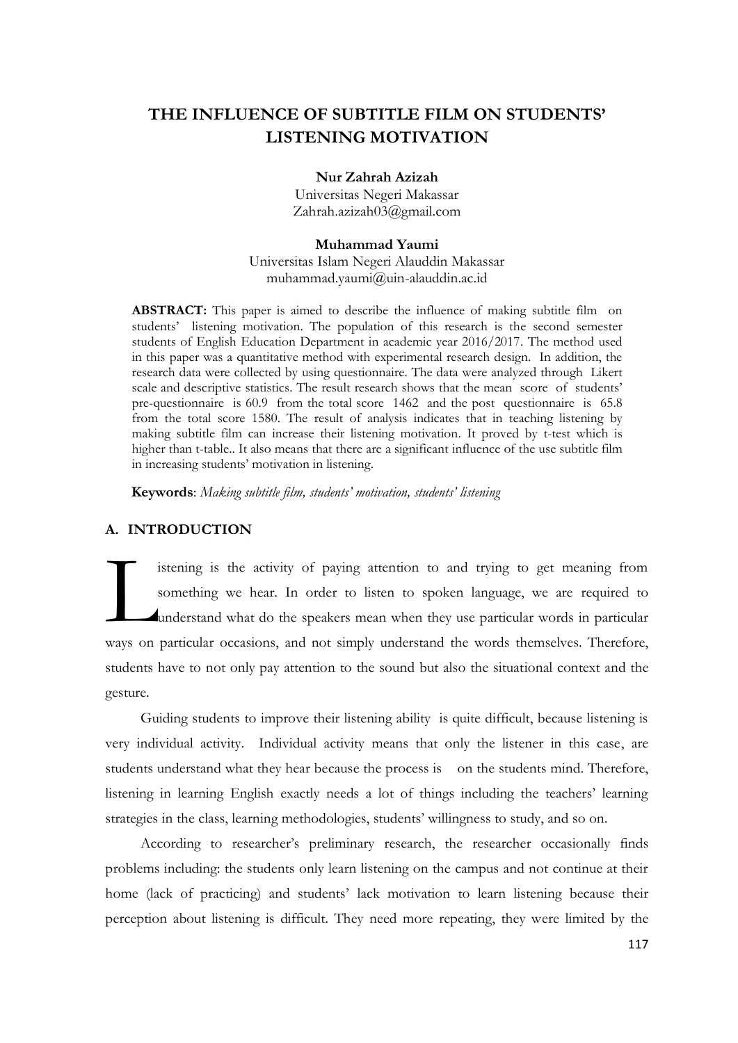# THE INFLUENCE OF SUBTITLE FILM ON STUDENTS' LISTENING MOTIVATION

**Nur Zahrah Azizah**
Universitas Negeri Makassar
Zahrah.azizah03@gmail.com

**Muhammad Yaumi**
Universitas Islam Negeri Alauddin Makassar
muhammad.yaumi@uin-alauddin.ac.id

**ABSTRACT:** This paper is aimed to describe the influence of making subtitle film on students' listening motivation. The population of this research is the second semester students of English Education Department in academic year 2016/2017. The method used in this paper was a quantitative method with experimental research design. In addition, the research data were collected by using questionnaire. The data were analyzed through Likert scale and descriptive statistics. The result research shows that the mean score of students' pre-questionnaire is 60.9 from the total score 1462 and the post questionnaire is 65.8 from the total score 1580. The result of analysis indicates that in teaching listening by making subtitle film can increase their listening motivation. It proved by t-test which is higher than t-table.. It also means that there are a significant influence of the use subtitle film in increasing students' motivation in listening.

**Keywords**: *Making subtitle film, students' motivation, students' listening*

## A. INTRODUCTION

Listening is the activity of paying attention to and trying to get meaning from something we hear. In order to listen to spoken language, we are required to understand what do the speakers mean when they use particular words in particular ways on particular occasions, and not simply understand the words themselves. Therefore, students have to not only pay attention to the sound but also the situational context and the gesture.

Guiding students to improve their listening ability is quite difficult, because listening is very individual activity. Individual activity means that only the listener in this case, are students understand what they hear because the process is on the students mind. Therefore, listening in learning English exactly needs a lot of things including the teachers' learning strategies in the class, learning methodologies, students' willingness to study, and so on.

According to researcher's preliminary research, the researcher occasionally finds problems including: the students only learn listening on the campus and not continue at their home (lack of practicing) and students' lack motivation to learn listening because their perception about listening is difficult. They need more repeating, they were limited by the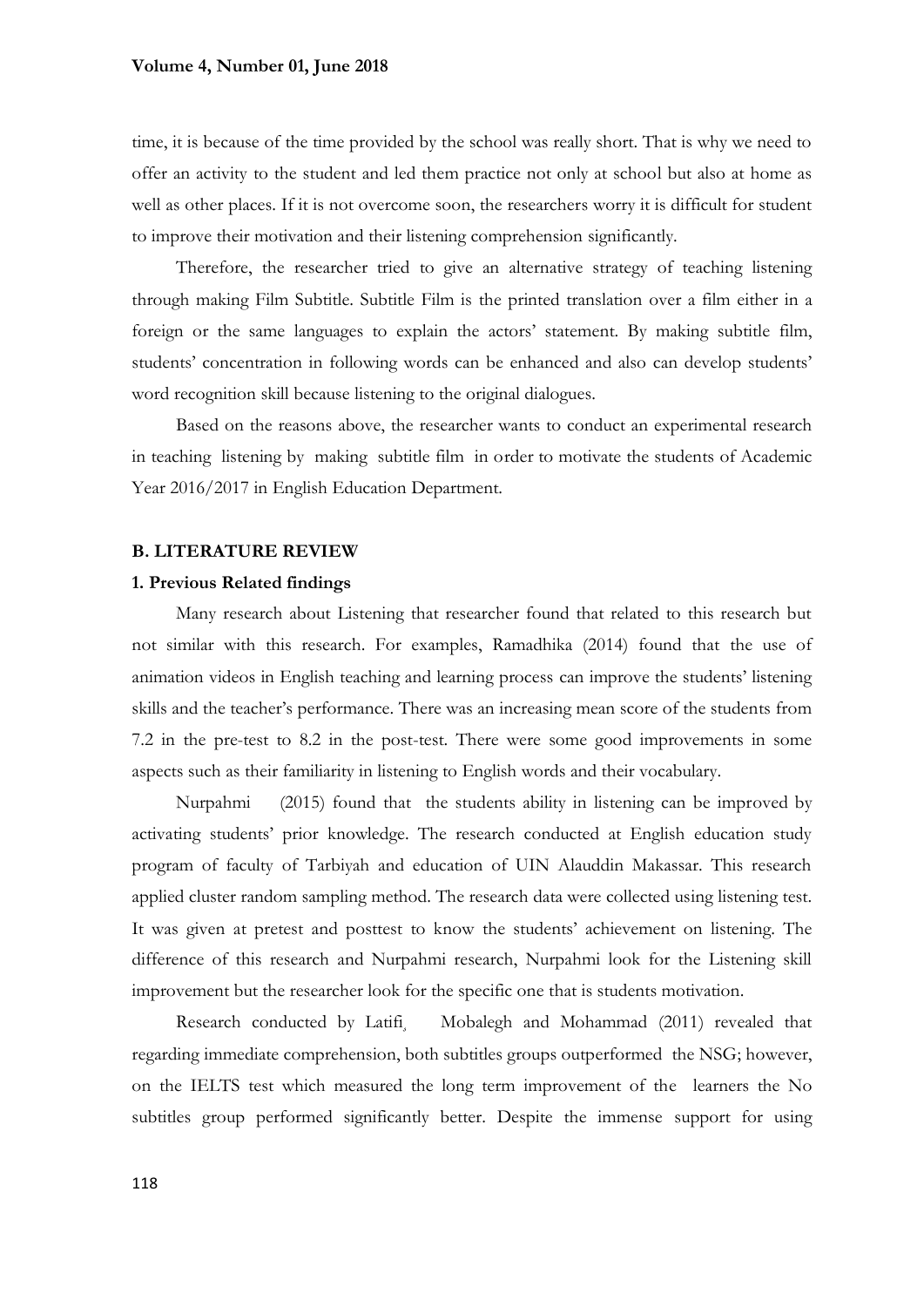time, it is because of the time provided by the school was really short. That is why we need to offer an activity to the student and led them practice not only at school but also at home as well as other places. If it is not overcome soon, the researchers worry it is difficult for student to improve their motivation and their listening comprehension significantly.

Therefore, the researcher tried to give an alternative strategy of teaching listening through making Film Subtitle. Subtitle Film is the printed translation over a film either in a foreign or the same languages to explain the actors' statement. By making subtitle film, students' concentration in following words can be enhanced and also can develop students' word recognition skill because listening to the original dialogues.

Based on the reasons above, the researcher wants to conduct an experimental research in teaching listening by making subtitle film in order to motivate the students of Academic Year 2016/2017 in English Education Department.

## B. LITERATURE REVIEW

### 1. Previous Related findings

Many research about Listening that researcher found that related to this research but not similar with this research. For examples, Ramadhika (2014) found that the use of animation videos in English teaching and learning process can improve the students' listening skills and the teacher's performance. There was an increasing mean score of the students from 7.2 in the pre-test to 8.2 in the post-test. There were some good improvements in some aspects such as their familiarity in listening to English words and their vocabulary.

Nurpahmi (2015) found that the students ability in listening can be improved by activating students' prior knowledge. The research conducted at English education study program of faculty of Tarbiyah and education of UIN Alauddin Makassar. This research applied cluster random sampling method. The research data were collected using listening test. It was given at pretest and posttest to know the students' achievement on listening. The difference of this research and Nurpahmi research, Nurpahmi look for the Listening skill improvement but the researcher look for the specific one that is students motivation.

Research conducted by Latifi, Mobalegh and Mohammad (2011) revealed that regarding immediate comprehension, both subtitles groups outperformed the NSG; however, on the IELTS test which measured the long term improvement of the learners the No subtitles group performed significantly better. Despite the immense support for using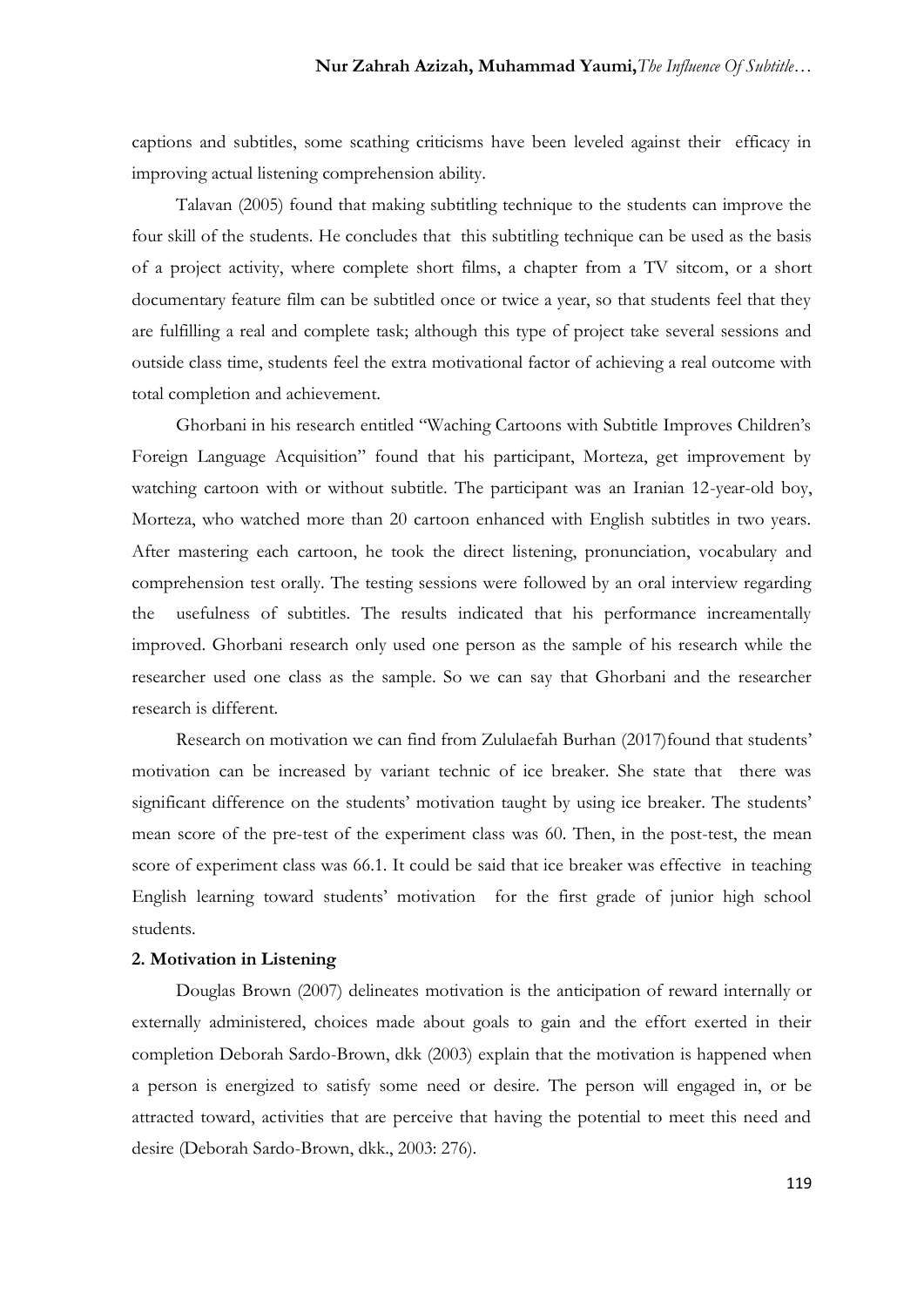captions and subtitles, some scathing criticisms have been leveled against their efficacy in improving actual listening comprehension ability.

Talavan (2005) found that making subtitling technique to the students can improve the four skill of the students. He concludes that this subtitling technique can be used as the basis of a project activity, where complete short films, a chapter from a TV sitcom, or a short documentary feature film can be subtitled once or twice a year, so that students feel that they are fulfilling a real and complete task; although this type of project take several sessions and outside class time, students feel the extra motivational factor of achieving a real outcome with total completion and achievement.

Ghorbani in his research entitled "Waching Cartoons with Subtitle Improves Children's Foreign Language Acquisition" found that his participant, Morteza, get improvement by watching cartoon with or without subtitle. The participant was an Iranian 12-year-old boy, Morteza, who watched more than 20 cartoon enhanced with English subtitles in two years. After mastering each cartoon, he took the direct listening, pronunciation, vocabulary and comprehension test orally. The testing sessions were followed by an oral interview regarding the usefulness of subtitles. The results indicated that his performance increamentally improved. Ghorbani research only used one person as the sample of his research while the researcher used one class as the sample. So we can say that Ghorbani and the researcher research is different.

Research on motivation we can find from Zululaefah Burhan (2017)found that students' motivation can be increased by variant technic of ice breaker. She state that there was significant difference on the students' motivation taught by using ice breaker. The students' mean score of the pre-test of the experiment class was 60. Then, in the post-test, the mean score of experiment class was 66.1. It could be said that ice breaker was effective in teaching English learning toward students' motivation for the first grade of junior high school students.

**2. Motivation in Listening**

Douglas Brown (2007) delineates motivation is the anticipation of reward internally or externally administered, choices made about goals to gain and the effort exerted in their completion Deborah Sardo-Brown, dkk (2003) explain that the motivation is happened when a person is energized to satisfy some need or desire. The person will engaged in, or be attracted toward, activities that are perceive that having the potential to meet this need and desire (Deborah Sardo-Brown, dkk., 2003: 276).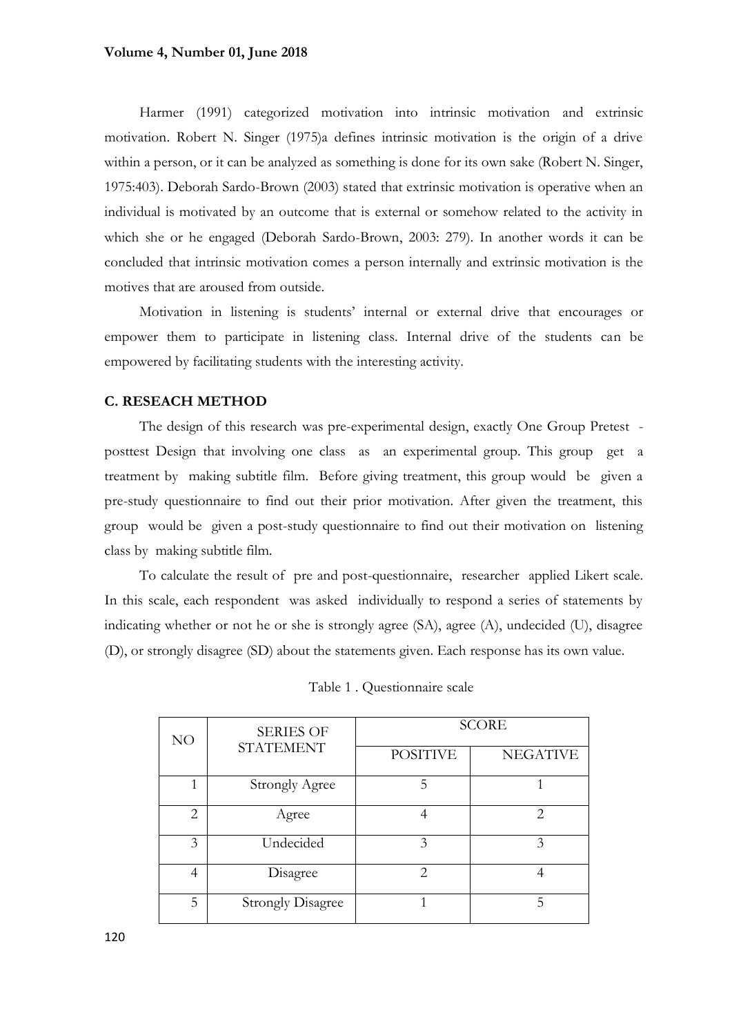Harmer (1991) categorized motivation into intrinsic motivation and extrinsic motivation. Robert N. Singer (1975)a defines intrinsic motivation is the origin of a drive within a person, or it can be analyzed as something is done for its own sake (Robert N. Singer, 1975:403). Deborah Sardo-Brown (2003) stated that extrinsic motivation is operative when an individual is motivated by an outcome that is external or somehow related to the activity in which she or he engaged (Deborah Sardo-Brown, 2003: 279). In another words it can be concluded that intrinsic motivation comes a person internally and extrinsic motivation is the motives that are aroused from outside.

Motivation in listening is students' internal or external drive that encourages or empower them to participate in listening class. Internal drive of the students can be empowered by facilitating students with the interesting activity.

## C. RESEACH METHOD

The design of this research was pre-experimental design, exactly One Group Pretest - posttest Design that involving one class as an experimental group. This group get a treatment by making subtitle film. Before giving treatment, this group would be given a pre-study questionnaire to find out their prior motivation. After given the treatment, this group would be given a post-study questionnaire to find out their motivation on listening class by making subtitle film.

To calculate the result of pre and post-questionnaire, researcher applied Likert scale. In this scale, each respondent was asked individually to respond a series of statements by indicating whether or not he or she is strongly agree (SA), agree (A), undecided (U), disagree (D), or strongly disagree (SD) about the statements given. Each response has its own value.

Table 1 . Questionnaire scale

| NO | SERIES OF STATEMENT | SCORE | |
|---|---|---|---|
| | | POSITIVE | NEGATIVE |
| 1 | Strongly Agree | 5 | 1 |
| 2 | Agree | 4 | 2 |
| 3 | Undecided | 3 | 3 |
| 4 | Disagree | 2 | 4 |
| 5 | Strongly Disagree | 1 | 5 |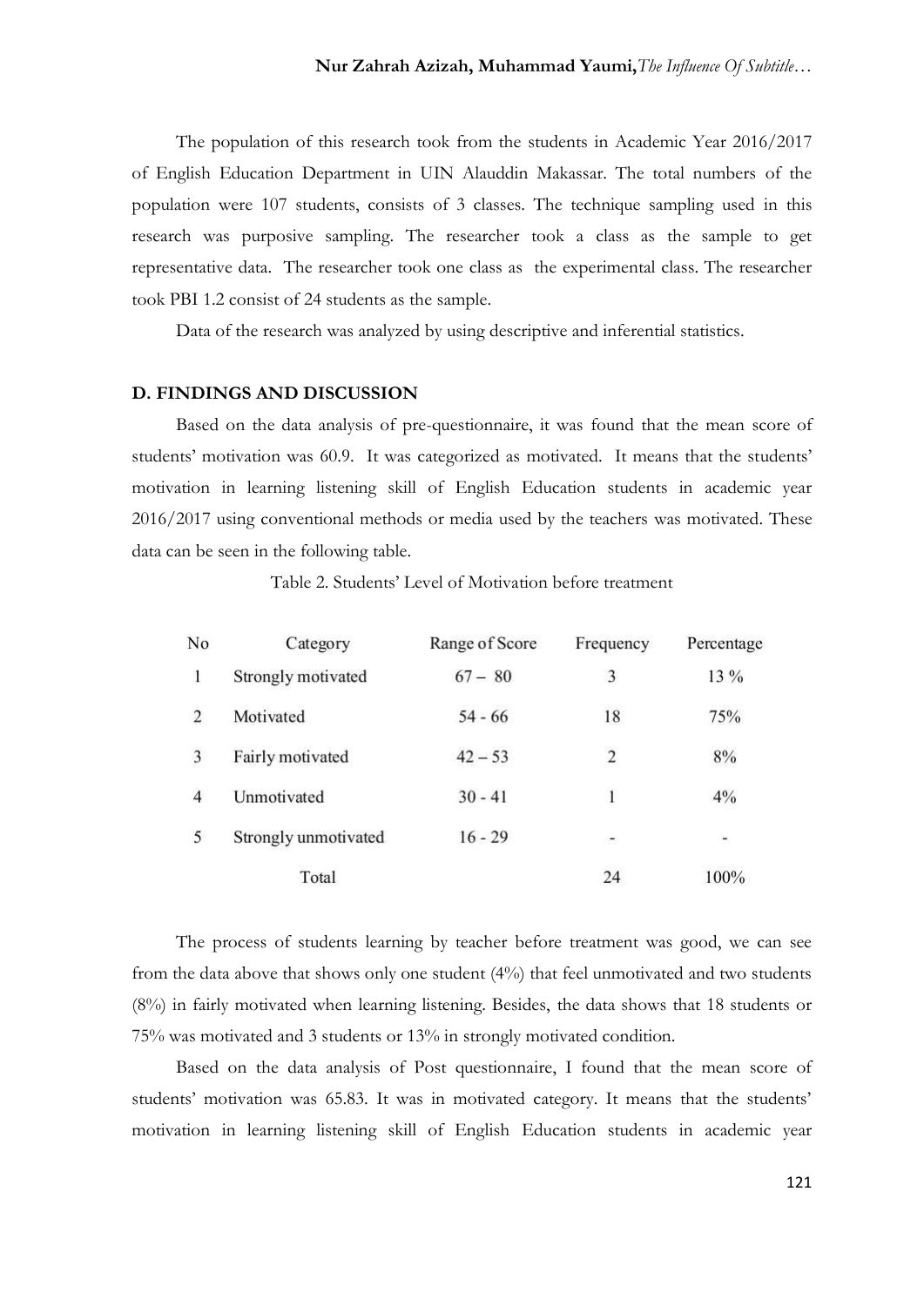The population of this research took from the students in Academic Year 2016/2017 of English Education Department in UIN Alauddin Makassar. The total numbers of the population were 107 students, consists of 3 classes. The technique sampling used in this research was purposive sampling. The researcher took a class as the sample to get representative data. The researcher took one class as the experimental class. The researcher took PBI 1.2 consist of 24 students as the sample.

Data of the research was analyzed by using descriptive and inferential statistics.

## D. FINDINGS AND DISCUSSION

Based on the data analysis of pre-questionnaire, it was found that the mean score of students' motivation was 60.9. It was categorized as motivated. It means that the students' motivation in learning listening skill of English Education students in academic year 2016/2017 using conventional methods or media used by the teachers was motivated. These data can be seen in the following table.

Table 2. Students' Level of Motivation before treatment

| No | Category | Range of Score | Frequency | Percentage |
|---|---|---|---|---|
| 1 | Strongly motivated | 67 – 80 | 3 | 13 % |
| 2 | Motivated | 54 - 66 | 18 | 75% |
| 3 | Fairly motivated | 42 – 53 | 2 | 8% |
| 4 | Unmotivated | 30 - 41 | 1 | 4% |
| 5 | Strongly unmotivated | 16 - 29 | - | - |
| | Total | | 24 | 100% |

The process of students learning by teacher before treatment was good, we can see from the data above that shows only one student (4%) that feel unmotivated and two students (8%) in fairly motivated when learning listening. Besides, the data shows that 18 students or 75% was motivated and 3 students or 13% in strongly motivated condition.

Based on the data analysis of Post questionnaire, I found that the mean score of students' motivation was 65.83. It was in motivated category. It means that the students' motivation in learning listening skill of English Education students in academic year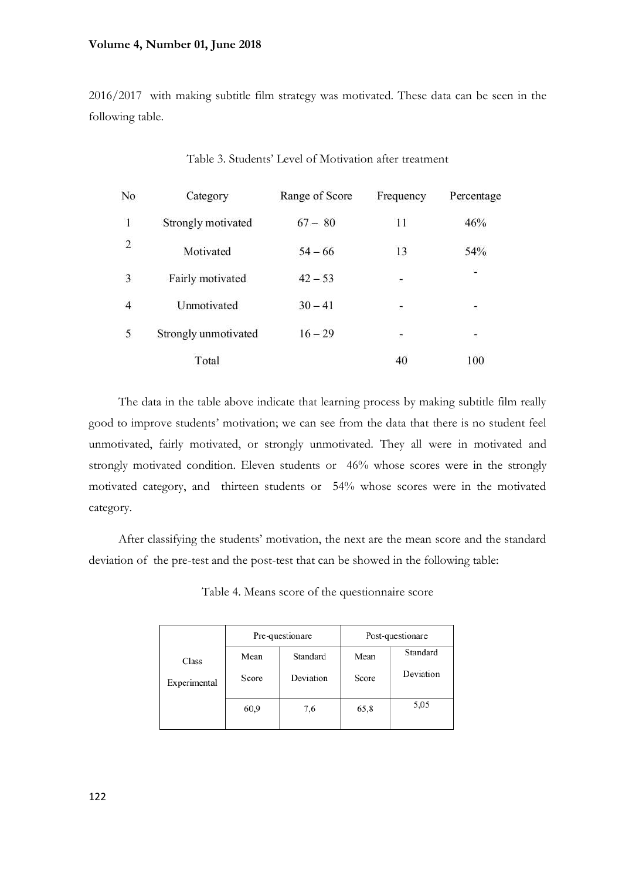2016/2017 with making subtitle film strategy was motivated. These data can be seen in the following table.

Table 3. Students' Level of Motivation after treatment

| No | Category | Range of Score | Frequency | Percentage |
|---|---|---|---|---|
| 1 | Strongly motivated | 67 – 80 | 11 | 46% |
| 2 | Motivated | 54 – 66 | 13 | 54% |
| 3 | Fairly motivated | 42 – 53 | - | - |
| 4 | Unmotivated | 30 – 41 | - | - |
| 5 | Strongly unmotivated | 16 – 29 | - | - |
| | Total | | 40 | 100 |

The data in the table above indicate that learning process by making subtitle film really good to improve students' motivation; we can see from the data that there is no student feel unmotivated, fairly motivated, or strongly unmotivated. They all were in motivated and strongly motivated condition. Eleven students or 46% whose scores were in the strongly motivated category, and thirteen students or 54% whose scores were in the motivated category.

After classifying the students' motivation, the next are the mean score and the standard deviation of the pre-test and the post-test that can be showed in the following table:

Table 4. Means score of the questionnaire score

| Class | Pre-questionare | | Post-questionare | |
|---|---|---|---|---|
| | Mean Score | Standard Deviation | Mean Score | Standard Deviation |
| Experimental | 60,9 | 7,6 | 65,8 | 5,05 |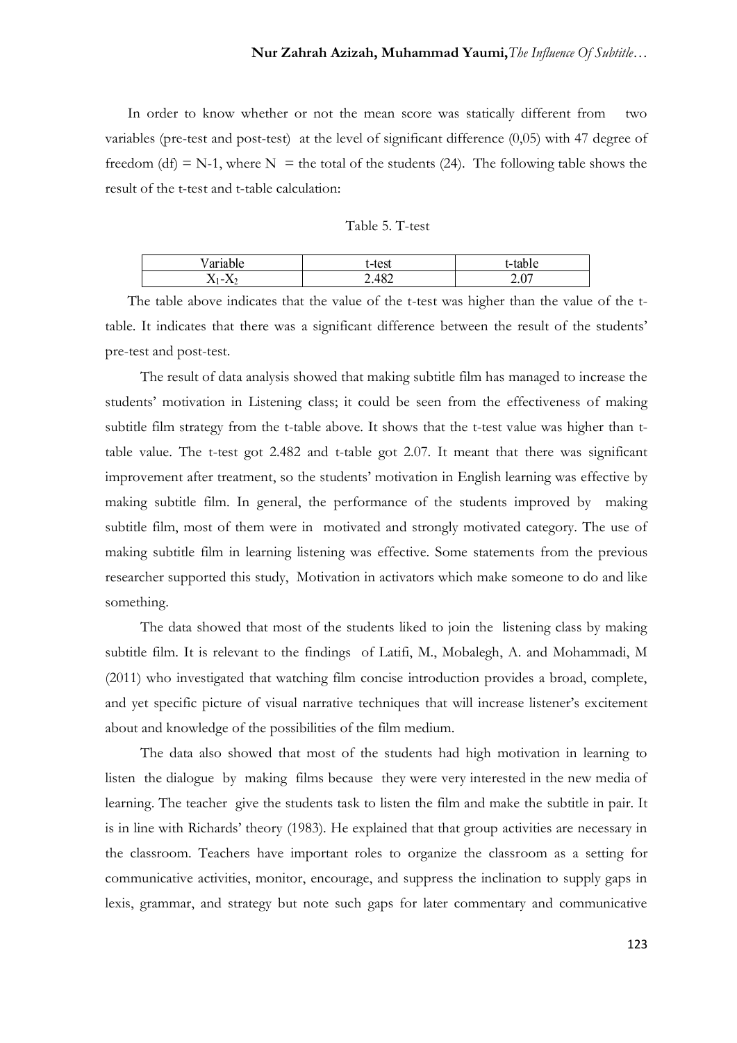In order to know whether or not the mean score was statically different from two variables (pre-test and post-test) at the level of significant difference (0,05) with 47 degree of freedom (df) = N-1, where N = the total of the students (24). The following table shows the result of the t-test and t-table calculation:

Table 5. T-test

| Variable | t-test | t-table |
|---|---|---|
| $X_1$-$X_2$ | 2.482 | 2.07 |

The table above indicates that the value of the t-test was higher than the value of the t-table. It indicates that there was a significant difference between the result of the students' pre-test and post-test.

The result of data analysis showed that making subtitle film has managed to increase the students' motivation in Listening class; it could be seen from the effectiveness of making subtitle film strategy from the t-table above. It shows that the t-test value was higher than t-table value. The t-test got 2.482 and t-table got 2.07. It meant that there was significant improvement after treatment, so the students' motivation in English learning was effective by making subtitle film. In general, the performance of the students improved by making subtitle film, most of them were in motivated and strongly motivated category. The use of making subtitle film in learning listening was effective. Some statements from the previous researcher supported this study, Motivation in activators which make someone to do and like something.

The data showed that most of the students liked to join the listening class by making subtitle film. It is relevant to the findings of Latifi, M., Mobalegh, A. and Mohammadi, M (2011) who investigated that watching film concise introduction provides a broad, complete, and yet specific picture of visual narrative techniques that will increase listener's excitement about and knowledge of the possibilities of the film medium.

The data also showed that most of the students had high motivation in learning to listen the dialogue by making films because they were very interested in the new media of learning. The teacher give the students task to listen the film and make the subtitle in pair. It is in line with Richards' theory (1983). He explained that that group activities are necessary in the classroom. Teachers have important roles to organize the classroom as a setting for communicative activities, monitor, encourage, and suppress the inclination to supply gaps in lexis, grammar, and strategy but note such gaps for later commentary and communicative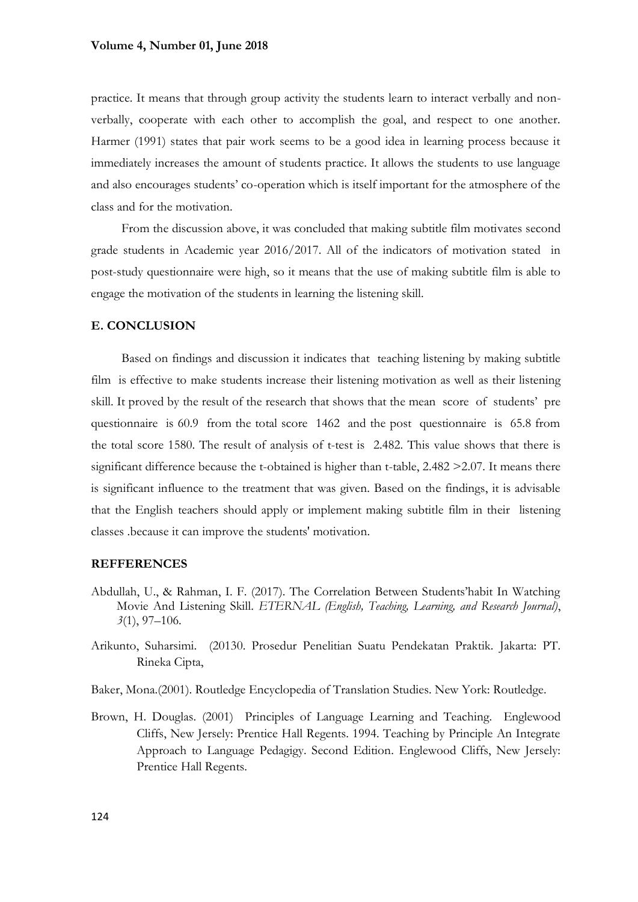practice. It means that through group activity the students learn to interact verbally and non-verbally, cooperate with each other to accomplish the goal, and respect to one another. Harmer (1991) states that pair work seems to be a good idea in learning process because it immediately increases the amount of students practice. It allows the students to use language and also encourages students' co-operation which is itself important for the atmosphere of the class and for the motivation.

From the discussion above, it was concluded that making subtitle film motivates second grade students in Academic year 2016/2017. All of the indicators of motivation stated in post-study questionnaire were high, so it means that the use of making subtitle film is able to engage the motivation of the students in learning the listening skill.

## E. CONCLUSION

Based on findings and discussion it indicates that teaching listening by making subtitle film is effective to make students increase their listening motivation as well as their listening skill. It proved by the result of the research that shows that the mean score of students' pre questionnaire is 60.9 from the total score 1462 and the post questionnaire is 65.8 from the total score 1580. The result of analysis of t-test is 2.482. This value shows that there is significant difference because the t-obtained is higher than t-table, 2.482 >2.07. It means there is significant influence to the treatment that was given. Based on the findings, it is advisable that the English teachers should apply or implement making subtitle film in their listening classes .because it can improve the students' motivation.

## REFFERENCES

Abdullah, U., & Rahman, I. F. (2017). The Correlation Between Students'habit In Watching Movie And Listening Skill. *ETERNAL (English, Teaching, Learning, and Research Journal)*, *3*(1), 97–106.

Arikunto, Suharsimi. (20130. Prosedur Penelitian Suatu Pendekatan Praktik. Jakarta: PT. Rineka Cipta,

Baker, Mona.(2001). Routledge Encyclopedia of Translation Studies. New York: Routledge.

Brown, H. Douglas. (2001) Principles of Language Learning and Teaching. Englewood Cliffs, New Jersely: Prentice Hall Regents. 1994. Teaching by Principle An Integrate Approach to Language Pedagigy. Second Edition. Englewood Cliffs, New Jersely: Prentice Hall Regents.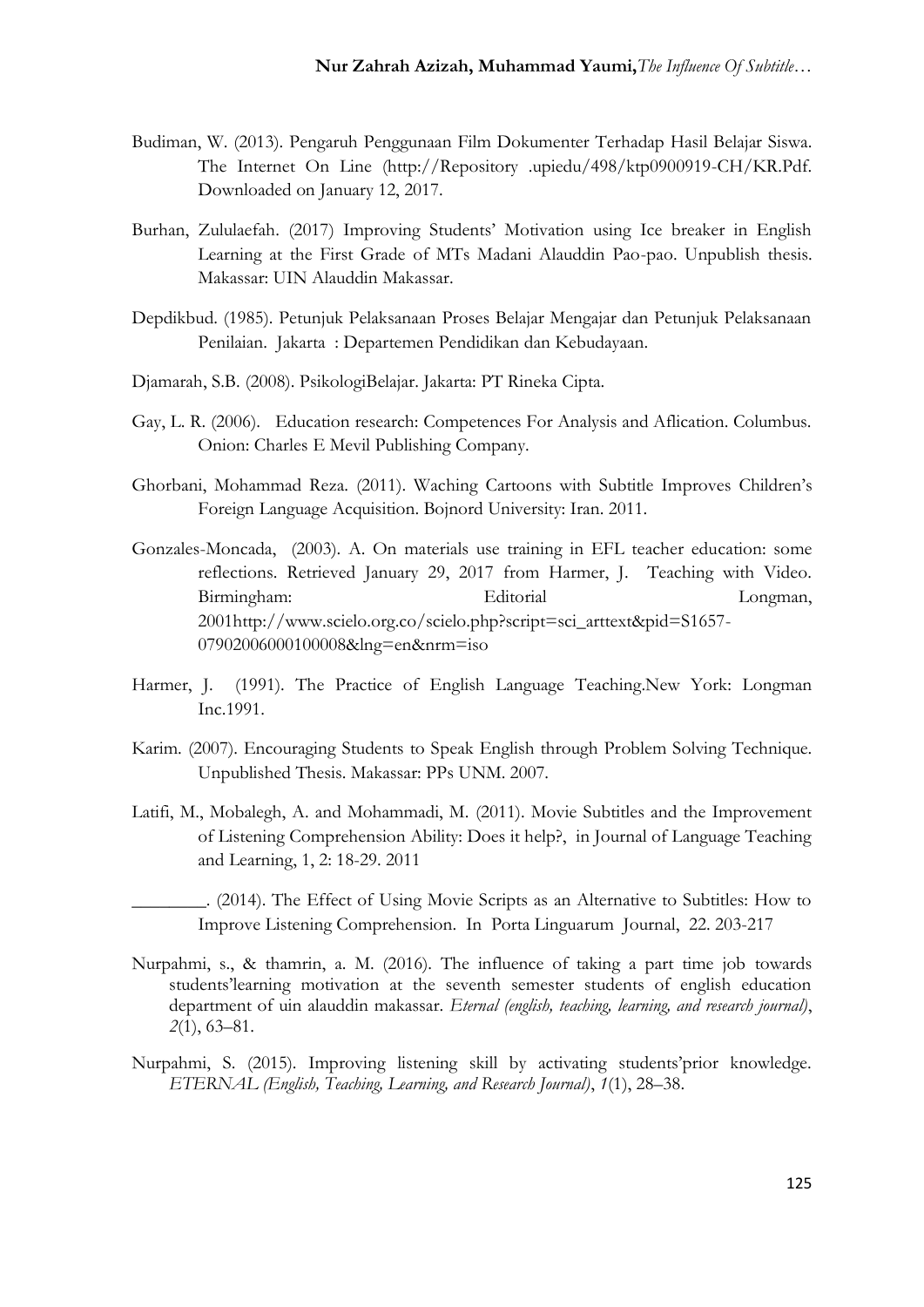Budiman, W. (2013). Pengaruh Penggunaan Film Dokumenter Terhadap Hasil Belajar Siswa. The Internet On Line (http://Repository .upiedu/498/ktp0900919-CH/KR.Pdf. Downloaded on January 12, 2017.

Burhan, Zululaefah. (2017) Improving Students' Motivation using Ice breaker in English Learning at the First Grade of MTs Madani Alauddin Pao-pao. Unpublish thesis. Makassar: UIN Alauddin Makassar.

Depdikbud. (1985). Petunjuk Pelaksanaan Proses Belajar Mengajar dan Petunjuk Pelaksanaan Penilaian. Jakarta : Departemen Pendidikan dan Kebudayaan.

Djamarah, S.B. (2008). PsikologiBelajar. Jakarta: PT Rineka Cipta.

Gay, L. R. (2006). Education research: Competences For Analysis and Aflication. Columbus. Onion: Charles E Mevil Publishing Company.

Ghorbani, Mohammad Reza. (2011). Waching Cartoons with Subtitle Improves Children's Foreign Language Acquisition. Bojnord University: Iran. 2011.

Gonzales-Moncada, (2003). A. On materials use training in EFL teacher education: some reflections. Retrieved January 29, 2017 from Harmer, J. Teaching with Video. Birmingham: Editorial Longman, 2001http://www.scielo.org.co/scielo.php?script=sci_arttext&pid=S1657-07902006000100008&lng=en&nrm=iso

Harmer, J. (1991). The Practice of English Language Teaching.New York: Longman Inc.1991.

Karim. (2007). Encouraging Students to Speak English through Problem Solving Technique. Unpublished Thesis. Makassar: PPs UNM. 2007.

Latifi, M., Mobalegh, A. and Mohammadi, M. (2011). Movie Subtitles and the Improvement of Listening Comprehension Ability: Does it help?, in Journal of Language Teaching and Learning, 1, 2: 18-29. 2011

________. (2014). The Effect of Using Movie Scripts as an Alternative to Subtitles: How to Improve Listening Comprehension. In Porta Linguarum Journal, 22. 203-217

Nurpahmi, s., & thamrin, a. M. (2016). The influence of taking a part time job towards students'learning motivation at the seventh semester students of english education department of uin alauddin makassar. *Eternal (english, teaching, learning, and research journal)*, *2*(1), 63–81.

Nurpahmi, S. (2015). Improving listening skill by activating students'prior knowledge. *ETERNAL (English, Teaching, Learning, and Research Journal)*, *1*(1), 28–38.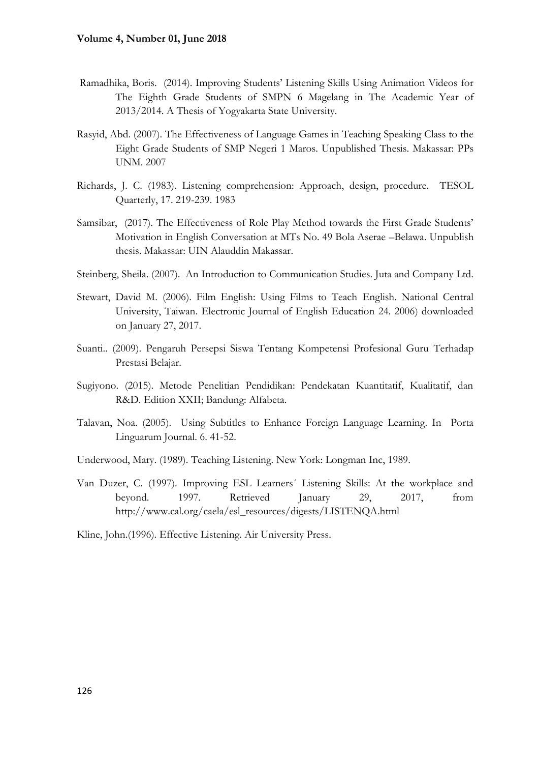Ramadhika, Boris. (2014). Improving Students' Listening Skills Using Animation Videos for The Eighth Grade Students of SMPN 6 Magelang in The Academic Year of 2013/2014. A Thesis of Yogyakarta State University.

Rasyid, Abd. (2007). The Effectiveness of Language Games in Teaching Speaking Class to the Eight Grade Students of SMP Negeri 1 Maros. Unpublished Thesis. Makassar: PPs UNM. 2007

Richards, J. C. (1983). Listening comprehension: Approach, design, procedure. TESOL Quarterly, 17. 219-239. 1983

Samsibar, (2017). The Effectiveness of Role Play Method towards the First Grade Students' Motivation in English Conversation at MTs No. 49 Bola Aserae –Belawa. Unpublish thesis. Makassar: UIN Alauddin Makassar.

Steinberg, Sheila. (2007). An Introduction to Communication Studies. Juta and Company Ltd.

Stewart, David M. (2006). Film English: Using Films to Teach English. National Central University, Taiwan. Electronic Journal of English Education 24. 2006) downloaded on January 27, 2017.

Suanti.. (2009). Pengaruh Persepsi Siswa Tentang Kompetensi Profesional Guru Terhadap Prestasi Belajar.

Sugiyono. (2015). Metode Penelitian Pendidikan: Pendekatan Kuantitatif, Kualitatif, dan R&D. Edition XXII; Bandung: Alfabeta.

Talavan, Noa. (2005). Using Subtitles to Enhance Foreign Language Learning. In Porta Linguarum Journal. 6. 41-52.

Underwood, Mary. (1989). Teaching Listening. New York: Longman Inc, 1989.

Van Duzer, C. (1997). Improving ESL Learners´ Listening Skills: At the workplace and beyond. 1997. Retrieved January 29, 2017, from http://www.cal.org/caela/esl_resources/digests/LISTENQA.html

Kline, John.(1996). Effective Listening. Air University Press.